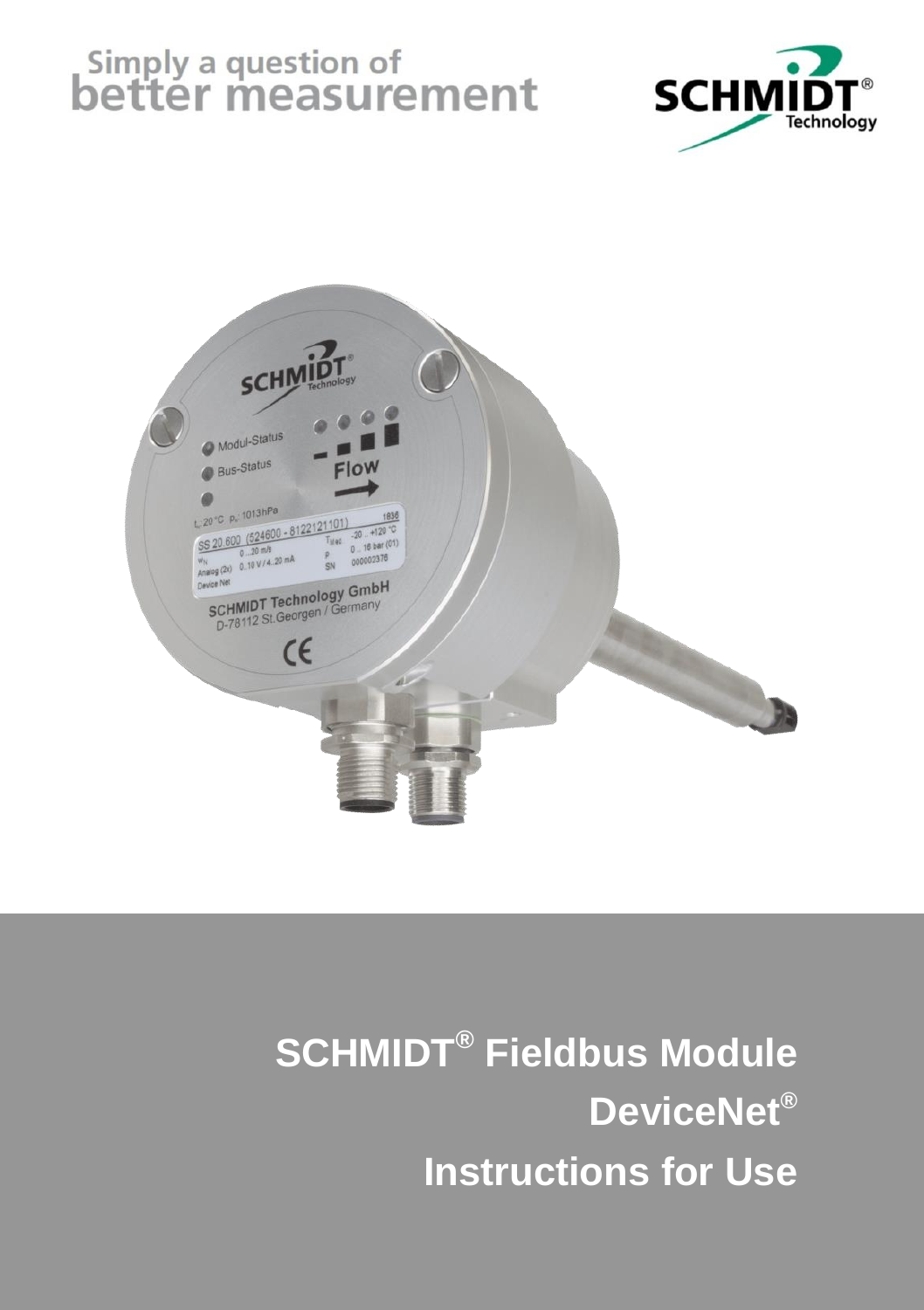Simply a question of
better measurement

SCHMIDT® Technology

# SCHMIDT® Fieldbus Module

# DeviceNet®

# Instructions for Use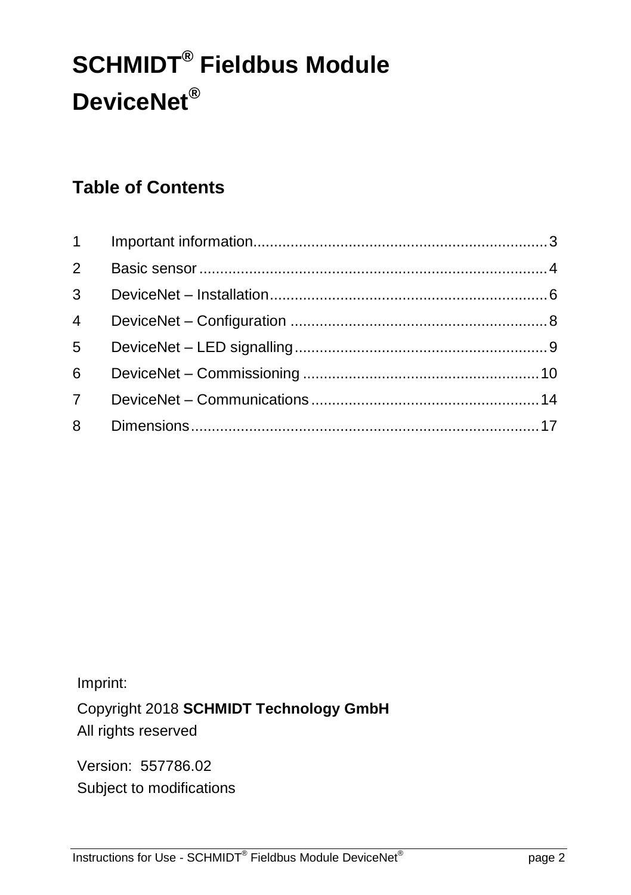# SCHMIDT® Fieldbus Module DeviceNet®

## Table of Contents

| | | |
|---|---|---|
| 1 | Important information | 3 |
| 2 | Basic sensor | 4 |
| 3 | DeviceNet – Installation | 6 |
| 4 | DeviceNet – Configuration | 8 |
| 5 | DeviceNet – LED signalling | 9 |
| 6 | DeviceNet – Commissioning | 10 |
| 7 | DeviceNet – Communications | 14 |
| 8 | Dimensions | 17 |

Imprint:

Copyright 2018 **SCHMIDT Technology GmbH**
All rights reserved

Version: 557786.02
Subject to modifications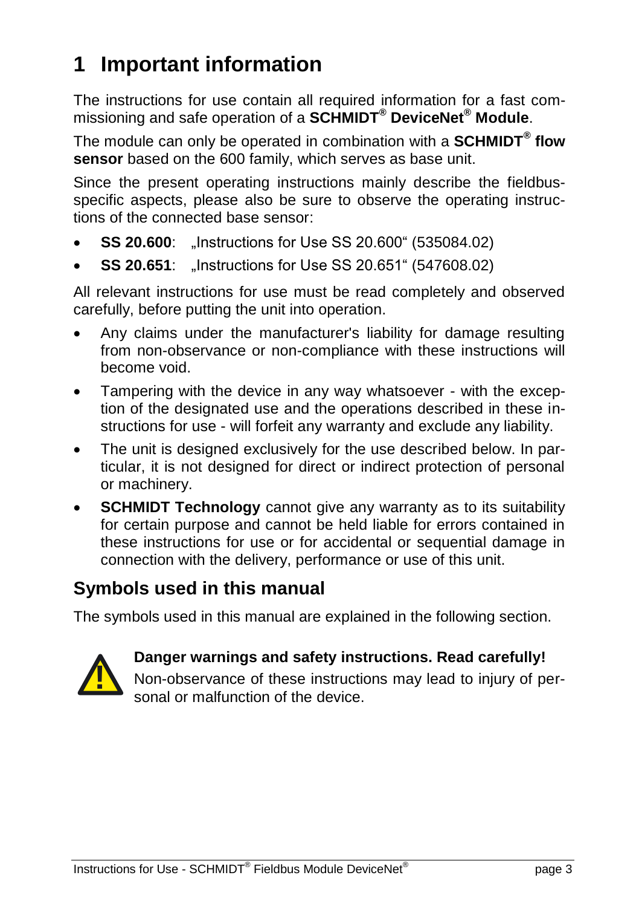# 1 Important information

The instructions for use contain all required information for a fast commissioning and safe operation of a **SCHMIDT® DeviceNet® Module**.

The module can only be operated in combination with a **SCHMIDT® flow sensor** based on the 600 family, which serves as base unit.

Since the present operating instructions mainly describe the fieldbus-specific aspects, please also be sure to observe the operating instructions of the connected base sensor:

- **SS 20.600**: „Instructions for Use SS 20.600" (535084.02)
- **SS 20.651**: „Instructions for Use SS 20.651" (547608.02)

All relevant instructions for use must be read completely and observed carefully, before putting the unit into operation.

- Any claims under the manufacturer's liability for damage resulting from non-observance or non-compliance with these instructions will become void.
- Tampering with the device in any way whatsoever - with the exception of the designated use and the operations described in these instructions for use - will forfeit any warranty and exclude any liability.
- The unit is designed exclusively for the use described below. In particular, it is not designed for direct or indirect protection of personal or machinery.
- **SCHMIDT Technology** cannot give any warranty as to its suitability for certain purpose and cannot be held liable for errors contained in these instructions for use or for accidental or sequential damage in connection with the delivery, performance or use of this unit.

## Symbols used in this manual

The symbols used in this manual are explained in the following section.

**Danger warnings and safety instructions. Read carefully!**
Non-observance of these instructions may lead to injury of personal or malfunction of the device.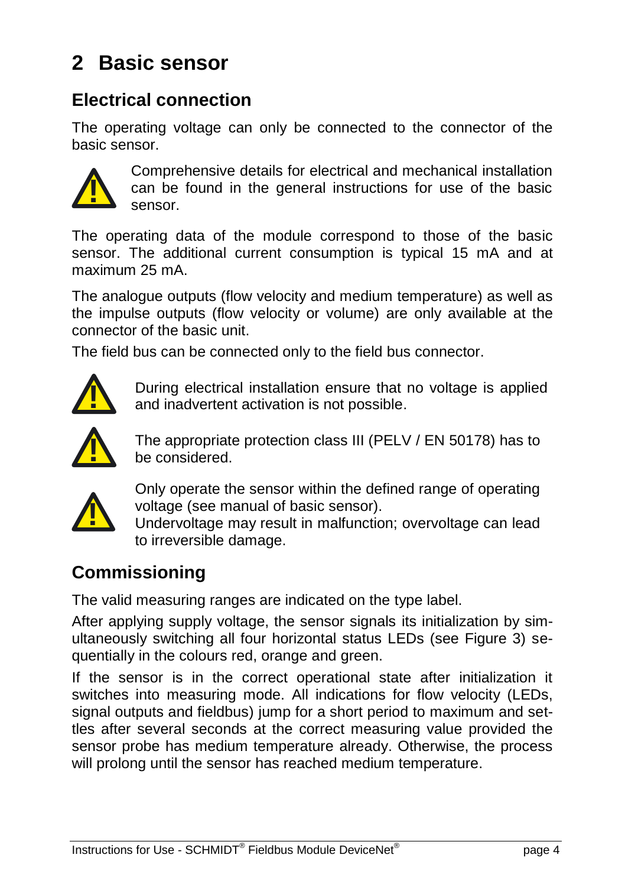# 2 Basic sensor

## Electrical connection

The operating voltage can only be connected to the connector of the basic sensor.

Comprehensive details for electrical and mechanical installation can be found in the general instructions for use of the basic sensor.

The operating data of the module correspond to those of the basic sensor. The additional current consumption is typical 15 mA and at maximum 25 mA.

The analogue outputs (flow velocity and medium temperature) as well as the impulse outputs (flow velocity or volume) are only available at the connector of the basic unit.

The field bus can be connected only to the field bus connector.

During electrical installation ensure that no voltage is applied and inadvertent activation is not possible.

The appropriate protection class III (PELV / EN 50178) has to be considered.

Only operate the sensor within the defined range of operating voltage (see manual of basic sensor).
Undervoltage may result in malfunction; overvoltage can lead to irreversible damage.

## Commissioning

The valid measuring ranges are indicated on the type label.

After applying supply voltage, the sensor signals its initialization by simultaneously switching all four horizontal status LEDs (see Figure 3) sequentially in the colours red, orange and green.

If the sensor is in the correct operational state after initialization it switches into measuring mode. All indications for flow velocity (LEDs, signal outputs and fieldbus) jump for a short period to maximum and settles after several seconds at the correct measuring value provided the sensor probe has medium temperature already. Otherwise, the process will prolong until the sensor has reached medium temperature.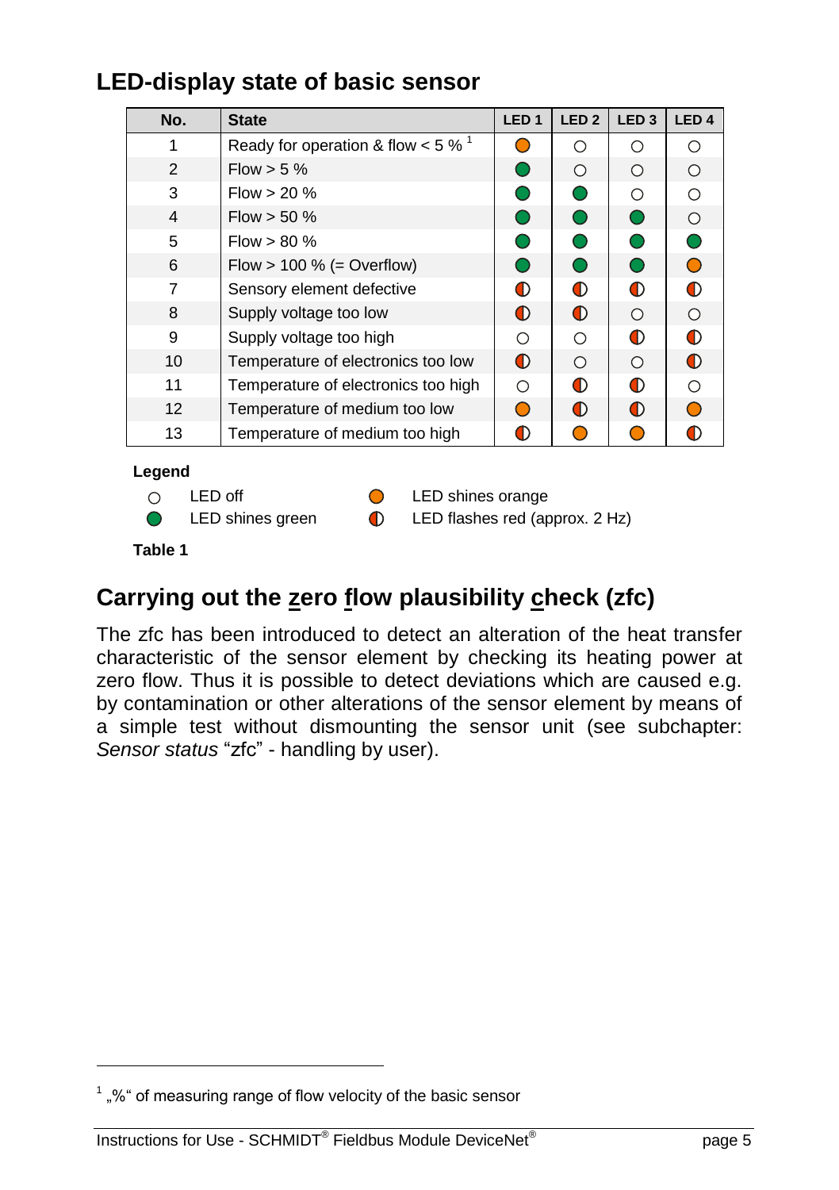## LED-display state of basic sensor

| No. | State | LED 1 | LED 2 | LED 3 | LED 4 |
|---|---|---|---|---|---|
| 1 | Ready for operation & flow < 5 % [1] | orange | off | off | off |
| 2 | Flow > 5 % | green | off | off | off |
| 3 | Flow > 20 % | green | green | off | off |
| 4 | Flow > 50 % | green | green | green | off |
| 5 | Flow > 80 % | green | green | green | green |
| 6 | Flow > 100 % (= Overflow) | green | green | green | orange |
| 7 | Sensory element defective | flashes red | flashes red | flashes red | flashes red |
| 8 | Supply voltage too low | flashes red | flashes red | off | off |
| 9 | Supply voltage too high | off | off | flashes red | flashes red |
| 10 | Temperature of electronics too low | flashes red | off | off | flashes red |
| 11 | Temperature of electronics too high | off | flashes red | flashes red | off |
| 12 | Temperature of medium too low | orange | flashes red | flashes red | orange |
| 13 | Temperature of medium too high | flashes red | orange | orange | flashes red |

**Legend**

- ○ LED off
- ● (green) LED shines green
- ● (orange) LED shines orange
- ◐ LED flashes red (approx. 2 Hz)

**Table 1**

## Carrying out the zero flow plausibility check (zfc)

The zfc has been introduced to detect an alteration of the heat transfer characteristic of the sensor element by checking its heating power at zero flow. Thus it is possible to detect deviations which are caused e.g. by contamination or other alterations of the sensor element by means of a simple test without dismounting the sensor unit (see subchapter: *Sensor status* "zfc" - handling by user).

[1] „%" of measuring range of flow velocity of the basic sensor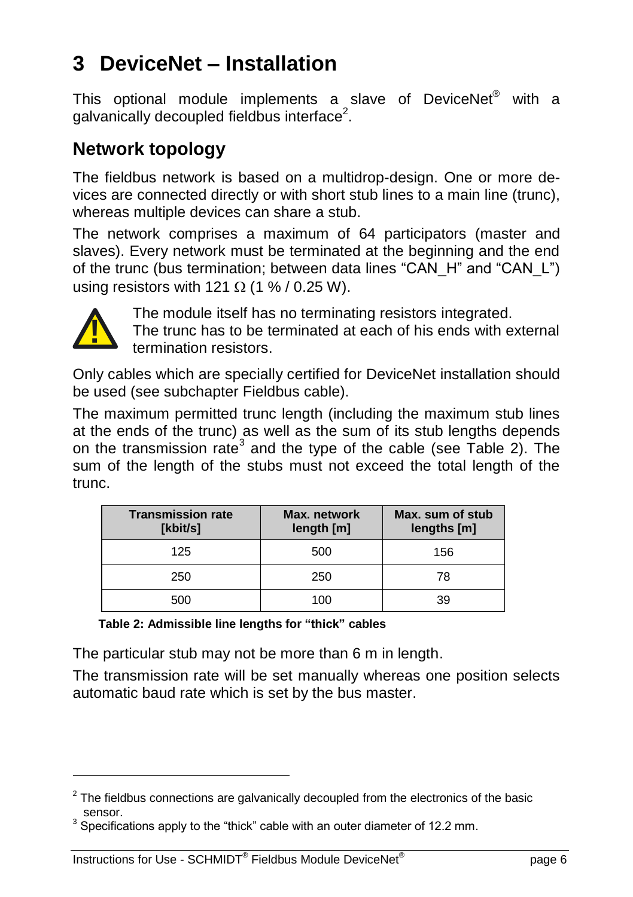# 3 DeviceNet – Installation

This optional module implements a slave of DeviceNet® with a galvanically decoupled fieldbus interface[2].

## Network topology

The fieldbus network is based on a multidrop-design. One or more devices are connected directly or with short stub lines to a main line (trunc), whereas multiple devices can share a stub.

The network comprises a maximum of 64 participators (master and slaves). Every network must be terminated at the beginning and the end of the trunc (bus termination; between data lines "CAN_H" and "CAN_L") using resistors with 121 Ω (1 % / 0.25 W).

The module itself has no terminating resistors integrated.
The trunc has to be terminated at each of his ends with external termination resistors.

Only cables which are specially certified for DeviceNet installation should be used (see subchapter Fieldbus cable).

The maximum permitted trunc length (including the maximum stub lines at the ends of the trunc) as well as the sum of its stub lengths depends on the transmission rate[3] and the type of the cable (see Table 2). The sum of the length of the stubs must not exceed the total length of the trunc.

| Transmission rate [kbit/s] | Max. network length [m] | Max. sum of stub lengths [m] |
|---|---|---|
| 125 | 500 | 156 |
| 250 | 250 | 78 |
| 500 | 100 | 39 |

**Table 2: Admissible line lengths for "thick" cables**

The particular stub may not be more than 6 m in length.

The transmission rate will be set manually whereas one position selects automatic baud rate which is set by the bus master.

[2] The fieldbus connections are galvanically decoupled from the electronics of the basic sensor.

[3] Specifications apply to the "thick" cable with an outer diameter of 12.2 mm.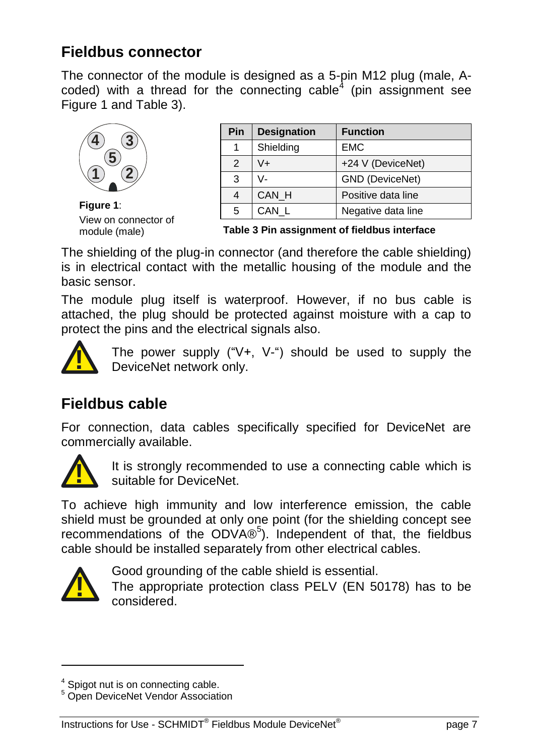## Fieldbus connector

The connector of the module is designed as a 5-pin M12 plug (male, A-coded) with a thread for the connecting cable[4] (pin assignment see Figure 1 and Table 3).

**Figure 1**: View on connector of module (male)

| Pin | Designation | Function |
|---|---|---|
| 1 | Shielding | EMC |
| 2 | V+ | +24 V (DeviceNet) |
| 3 | V- | GND (DeviceNet) |
| 4 | CAN_H | Positive data line |
| 5 | CAN_L | Negative data line |

**Table 3 Pin assignment of fieldbus interface**

The shielding of the plug-in connector (and therefore the cable shielding) is in electrical contact with the metallic housing of the module and the basic sensor.

The module plug itself is waterproof. However, if no bus cable is attached, the plug should be protected against moisture with a cap to protect the pins and the electrical signals also.

The power supply ("V+, V-") should be used to supply the DeviceNet network only.

## Fieldbus cable

For connection, data cables specifically specified for DeviceNet are commercially available.

It is strongly recommended to use a connecting cable which is suitable for DeviceNet.

To achieve high immunity and low interference emission, the cable shield must be grounded at only one point (for the shielding concept see recommendations of the ODVA®[5]). Independent of that, the fieldbus cable should be installed separately from other electrical cables.

Good grounding of the cable shield is essential.
The appropriate protection class PELV (EN 50178) has to be considered.

[4] Spigot nut is on connecting cable.
[5] Open DeviceNet Vendor Association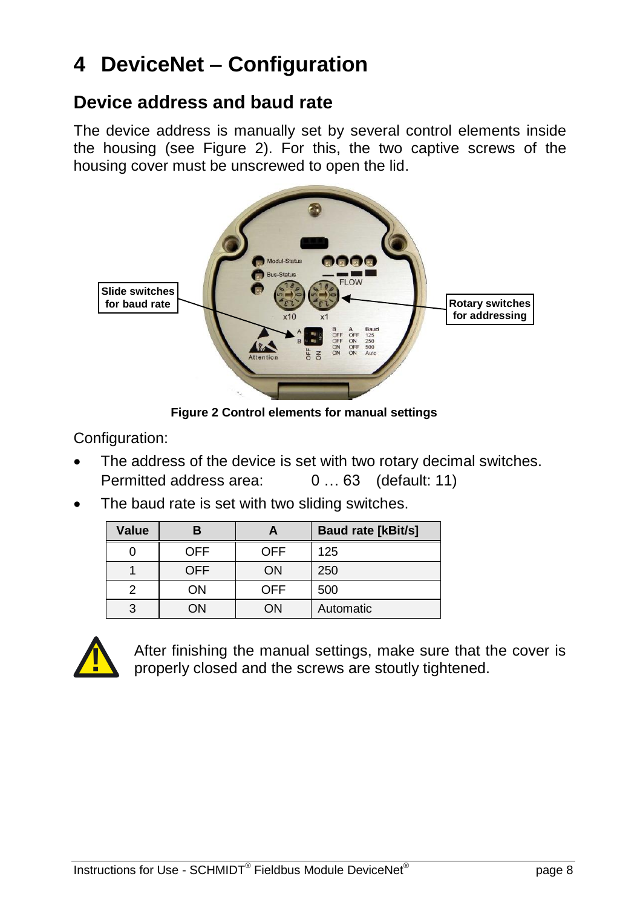# 4 DeviceNet – Configuration

## Device address and baud rate

The device address is manually set by several control elements inside the housing (see Figure 2). For this, the two captive screws of the housing cover must be unscrewed to open the lid.

**Figure 2 Control elements for manual settings**

Configuration:

- The address of the device is set with two rotary decimal switches.
  Permitted address area: 0 … 63 (default: 11)
- The baud rate is set with two sliding switches.

| Value | B | A | Baud rate [kBit/s] |
|---|---|---|---|
| 0 | OFF | OFF | 125 |
| 1 | OFF | ON | 250 |
| 2 | ON | OFF | 500 |
| 3 | ON | ON | Automatic |

After finishing the manual settings, make sure that the cover is properly closed and the screws are stoutly tightened.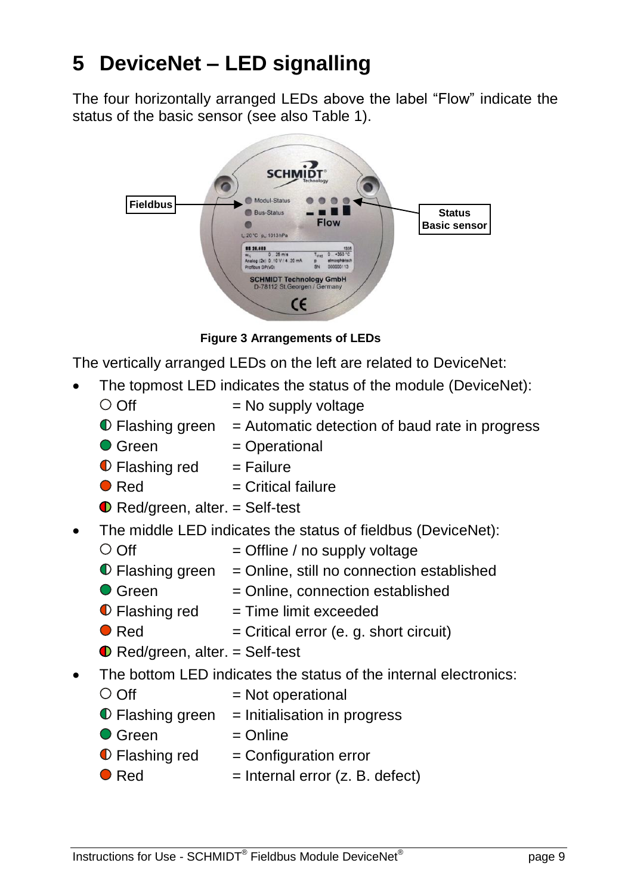# 5 DeviceNet – LED signalling

The four horizontally arranged LEDs above the label “Flow” indicate the status of the basic sensor (see also Table 1).

**Figure 3 Arrangements of LEDs**

The vertically arranged LEDs on the left are related to DeviceNet:

- The topmost LED indicates the status of the module (DeviceNet):
  - ○ Off = No supply voltage
  - ◐ Flashing green = Automatic detection of baud rate in progress
  - ● Green = Operational
  - ◐ Flashing red = Failure
  - ● Red = Critical failure
  - ◐ Red/green, alter. = Self-test
- The middle LED indicates the status of fieldbus (DeviceNet):
  - ○ Off = Offline / no supply voltage
  - ◐ Flashing green = Online, still no connection established
  - ● Green = Online, connection established
  - ◐ Flashing red = Time limit exceeded
  - ● Red = Critical error (e. g. short circuit)
  - ◐ Red/green, alter. = Self-test
- The bottom LED indicates the status of the internal electronics:
  - ○ Off = Not operational
  - ◐ Flashing green = Initialisation in progress
  - ● Green = Online
  - ◐ Flashing red = Configuration error
  - ● Red = Internal error (z. B. defect)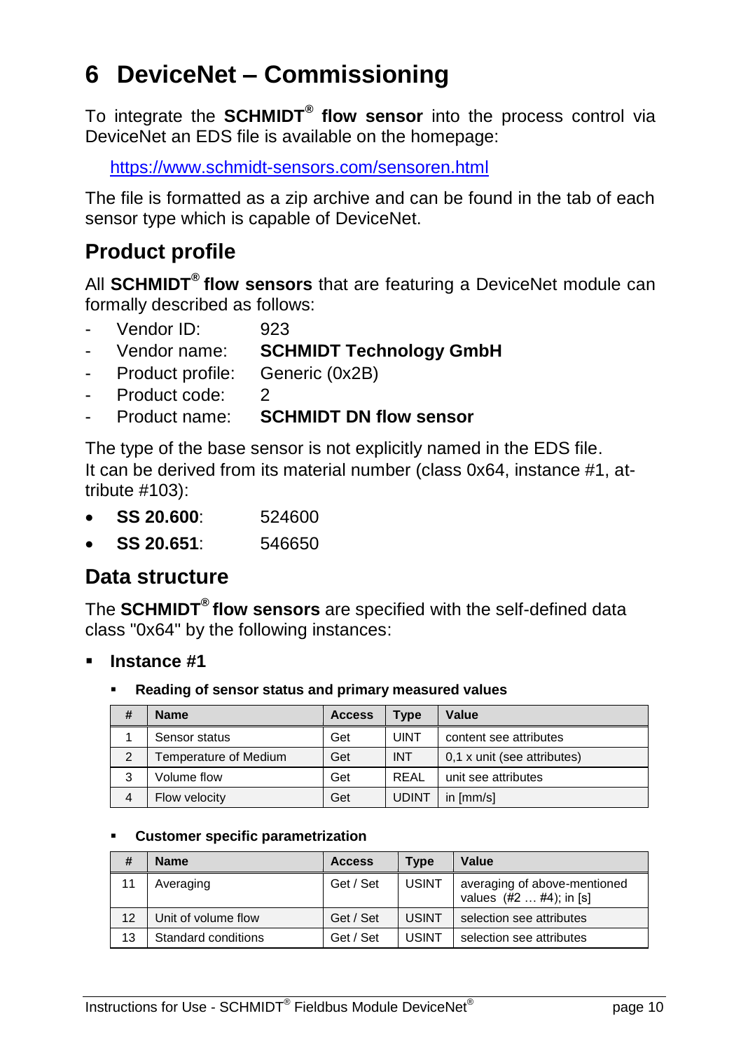# 6 DeviceNet – Commissioning

To integrate the **SCHMIDT® flow sensor** into the process control via DeviceNet an EDS file is available on the homepage:

https://www.schmidt-sensors.com/sensoren.html

The file is formatted as a zip archive and can be found in the tab of each sensor type which is capable of DeviceNet.

## Product profile

All **SCHMIDT® flow sensors** that are featuring a DeviceNet module can formally described as follows:

- Vendor ID: 923
- Vendor name: **SCHMIDT Technology GmbH**
- Product profile: Generic (0x2B)
- Product code: 2
- Product name: **SCHMIDT DN flow sensor**

The type of the base sensor is not explicitly named in the EDS file.
It can be derived from its material number (class 0x64, instance #1, attribute #103):

- **SS 20.600**: 524600
- **SS 20.651**: 546650

## Data structure

The **SCHMIDT® flow sensors** are specified with the self-defined data class "0x64" by the following instances:

- **Instance #1**
  - **Reading of sensor status and primary measured values**

| # | Name | Access | Type | Value |
|---|---|---|---|---|
| 1 | Sensor status | Get | UINT | content see attributes |
| 2 | Temperature of Medium | Get | INT | 0,1 x unit (see attributes) |
| 3 | Volume flow | Get | REAL | unit see attributes |
| 4 | Flow velocity | Get | UDINT | in [mm/s] |

  - **Customer specific parametrization**

| # | Name | Access | Type | Value |
|---|---|---|---|---|
| 11 | Averaging | Get / Set | USINT | averaging of above-mentioned values (#2 … #4); in [s] |
| 12 | Unit of volume flow | Get / Set | USINT | selection see attributes |
| 13 | Standard conditions | Get / Set | USINT | selection see attributes |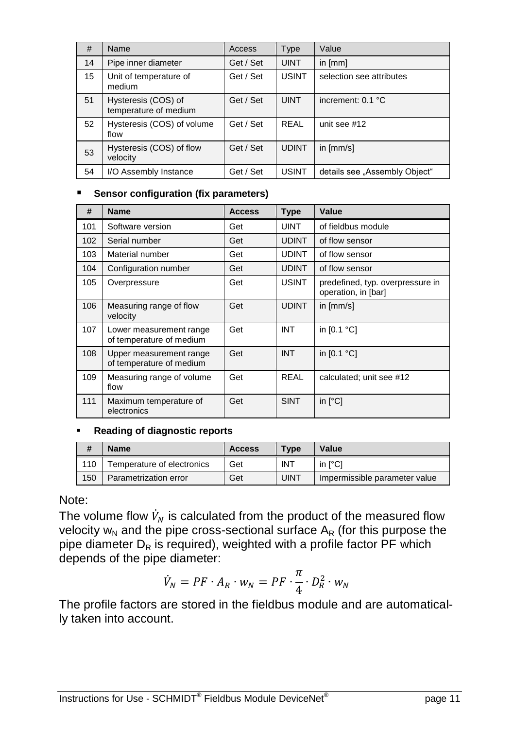| # | Name | Access | Type | Value |
|---|---|---|---|---|
| 14 | Pipe inner diameter | Get / Set | UINT | in [mm] |
| 15 | Unit of temperature of medium | Get / Set | USINT | selection see attributes |
| 51 | Hysteresis (COS) of temperature of medium | Get / Set | UINT | increment: 0.1 °C |
| 52 | Hysteresis (COS) of volume flow | Get / Set | REAL | unit see #12 |
| 53 | Hysteresis (COS) of flow velocity | Get / Set | UDINT | in [mm/s] |
| 54 | I/O Assembly Instance | Get / Set | USINT | details see „Assembly Object“ |

- **Sensor configuration (fix parameters)**

| # | Name | Access | Type | Value |
|---|---|---|---|---|
| 101 | Software version | Get | UINT | of fieldbus module |
| 102 | Serial number | Get | UDINT | of flow sensor |
| 103 | Material number | Get | UDINT | of flow sensor |
| 104 | Configuration number | Get | UDINT | of flow sensor |
| 105 | Overpressure | Get | USINT | predefined, typ. overpressure in operation, in [bar] |
| 106 | Measuring range of flow velocity | Get | UDINT | in [mm/s] |
| 107 | Lower measurement range of temperature of medium | Get | INT | in [0.1 °C] |
| 108 | Upper measurement range of temperature of medium | Get | INT | in [0.1 °C] |
| 109 | Measuring range of volume flow | Get | REAL | calculated; unit see #12 |
| 111 | Maximum temperature of electronics | Get | SINT | in [°C] |

- **Reading of diagnostic reports**

| # | Name | Access | Type | Value |
|---|---|---|---|---|
| 110 | Temperature of electronics | Get | INT | in [°C] |
| 150 | Parametrization error | Get | UINT | Impermissible parameter value |

Note:
The volume flow $\dot{V}_N$ is calculated from the product of the measured flow velocity $w_N$ and the pipe cross-sectional surface $A_R$ (for this purpose the pipe diameter $D_R$ is required), weighted with a profile factor PF which depends of the pipe diameter:

$$\dot{V}_N = PF \cdot A_R \cdot w_N = PF \cdot \frac{\pi}{4} \cdot D_R^2 \cdot w_N$$

The profile factors are stored in the fieldbus module and are automatically taken into account.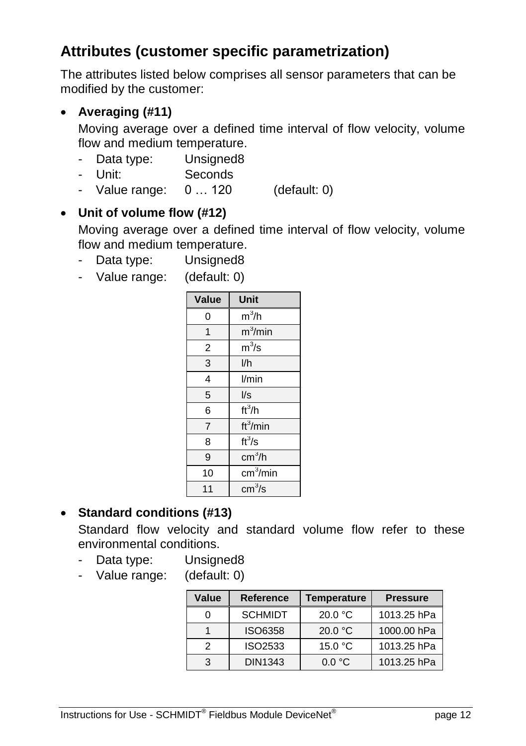## Attributes (customer specific parametrization)

The attributes listed below comprises all sensor parameters that can be modified by the customer:

- **Averaging (#11)**

  Moving average over a defined time interval of flow velocity, volume flow and medium temperature.
  - Data type: Unsigned8
  - Unit: Seconds
  - Value range: 0 … 120 (default: 0)

- **Unit of volume flow (#12)**

  Moving average over a defined time interval of flow velocity, volume flow and medium temperature.
  - Data type: Unsigned8
  - Value range: (default: 0)

| Value | Unit |
|---|---|
| 0 | $m^3$/h |
| 1 | $m^3$/min |
| 2 | $m^3$/s |
| 3 | l/h |
| 4 | l/min |
| 5 | l/s |
| 6 | $ft^3$/h |
| 7 | $ft^3$/min |
| 8 | $ft^3$/s |
| 9 | $cm^3$/h |
| 10 | $cm^3$/min |
| 11 | $cm^3$/s |

- **Standard conditions (#13)**

  Standard flow velocity and standard volume flow refer to these environmental conditions.
  - Data type: Unsigned8
  - Value range: (default: 0)

| Value | Reference | Temperature | Pressure |
|---|---|---|---|
| 0 | SCHMIDT | 20.0 °C | 1013.25 hPa |
| 1 | ISO6358 | 20.0 °C | 1000.00 hPa |
| 2 | ISO2533 | 15.0 °C | 1013.25 hPa |
| 3 | DIN1343 | 0.0 °C | 1013.25 hPa |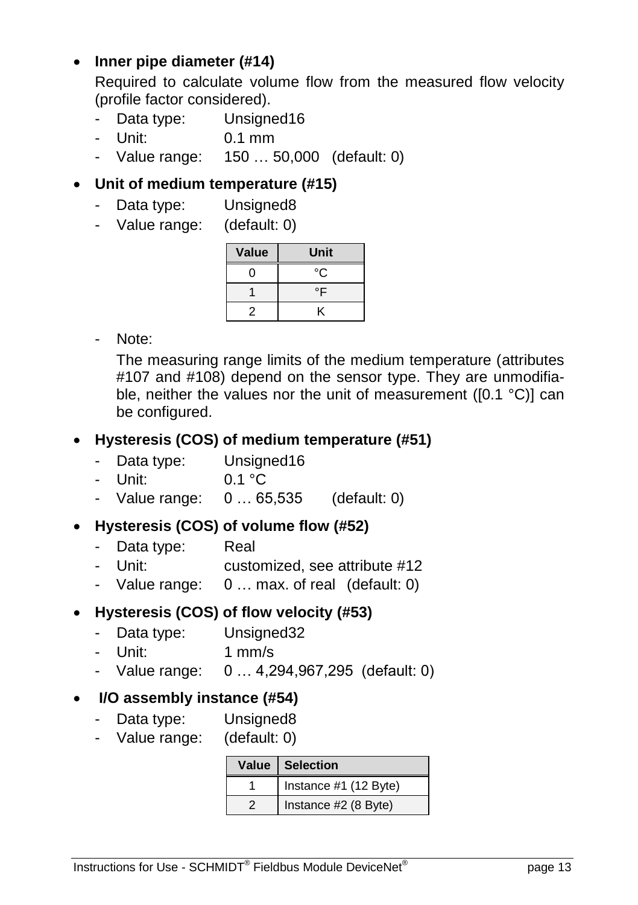- **Inner pipe diameter (#14)**

  Required to calculate volume flow from the measured flow velocity (profile factor considered).

  - Data type: Unsigned16
  - Unit: 0.1 mm
  - Value range: 150 … 50,000 (default: 0)

- **Unit of medium temperature (#15)**

  - Data type: Unsigned8
  - Value range: (default: 0)

| Value | Unit |
|---|---|
| 0 | °C |
| 1 | °F |
| 2 | K |

  - Note:

    The measuring range limits of the medium temperature (attributes #107 and #108) depend on the sensor type. They are unmodifiable, neither the values nor the unit of measurement ([0.1 °C)] can be configured.

- **Hysteresis (COS) of medium temperature (#51)**

  - Data type: Unsigned16
  - Unit: 0.1 °C
  - Value range: 0 … 65,535 (default: 0)

- **Hysteresis (COS) of volume flow (#52)**

  - Data type: Real
  - Unit: customized, see attribute #12
  - Value range: 0 … max. of real (default: 0)

- **Hysteresis (COS) of flow velocity (#53)**

  - Data type: Unsigned32
  - Unit: 1 mm/s
  - Value range: 0 … 4,294,967,295 (default: 0)

- **I/O assembly instance (#54)**

  - Data type: Unsigned8
  - Value range: (default: 0)

| Value | Selection |
|---|---|
| 1 | Instance #1 (12 Byte) |
| 2 | Instance #2 (8 Byte) |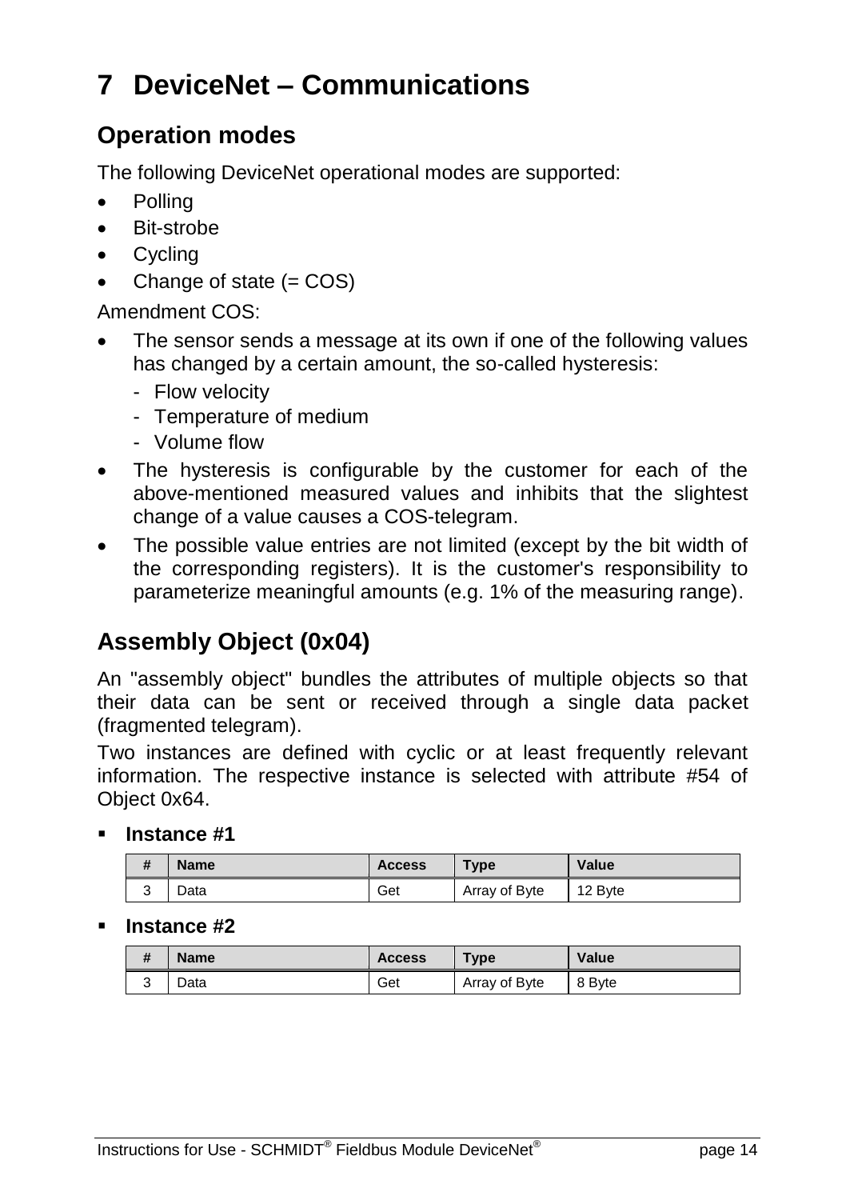# 7 DeviceNet – Communications

## Operation modes

The following DeviceNet operational modes are supported:

- Polling
- Bit-strobe
- Cycling
- Change of state (= COS)

Amendment COS:

- The sensor sends a message at its own if one of the following values has changed by a certain amount, the so-called hysteresis:
  - Flow velocity
  - Temperature of medium
  - Volume flow
- The hysteresis is configurable by the customer for each of the above-mentioned measured values and inhibits that the slightest change of a value causes a COS-telegram.
- The possible value entries are not limited (except by the bit width of the corresponding registers). It is the customer's responsibility to parameterize meaningful amounts (e.g. 1% of the measuring range).

## Assembly Object (0x04)

An "assembly object" bundles the attributes of multiple objects so that their data can be sent or received through a single data packet (fragmented telegram).

Two instances are defined with cyclic or at least frequently relevant information. The respective instance is selected with attribute #54 of Object 0x64.

- **Instance #1**

| # | Name | Access | Type | Value |
|---|---|---|---|---|
| 3 | Data | Get | Array of Byte | 12 Byte |

- **Instance #2**

| # | Name | Access | Type | Value |
|---|---|---|---|---|
| 3 | Data | Get | Array of Byte | 8 Byte |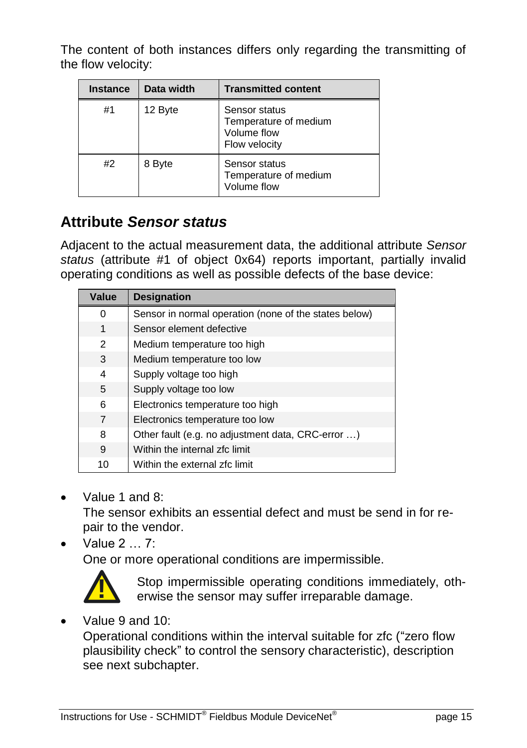The content of both instances differs only regarding the transmitting of the flow velocity:

| Instance | Data width | Transmitted content |
| --- | --- | --- |
| #1 | 12 Byte | Sensor status<br>Temperature of medium<br>Volume flow<br>Flow velocity |
| #2 | 8 Byte | Sensor status<br>Temperature of medium<br>Volume flow |

## Attribute *Sensor status*

Adjacent to the actual measurement data, the additional attribute *Sensor status* (attribute #1 of object 0x64) reports important, partially invalid operating conditions as well as possible defects of the base device:

| Value | Designation |
| --- | --- |
| 0 | Sensor in normal operation (none of the states below) |
| 1 | Sensor element defective |
| 2 | Medium temperature too high |
| 3 | Medium temperature too low |
| 4 | Supply voltage too high |
| 5 | Supply voltage too low |
| 6 | Electronics temperature too high |
| 7 | Electronics temperature too low |
| 8 | Other fault (e.g. no adjustment data, CRC-error …) |
| 9 | Within the internal zfc limit |
| 10 | Within the external zfc limit |

- Value 1 and 8:
  The sensor exhibits an essential defect and must be send in for repair to the vendor.
- Value 2 … 7:
  One or more operational conditions are impermissible.

  Stop impermissible operating conditions immediately, otherwise the sensor may suffer irreparable damage.
- Value 9 and 10:
  Operational conditions within the interval suitable for zfc ("zero flow plausibility check" to control the sensory characteristic), description see next subchapter.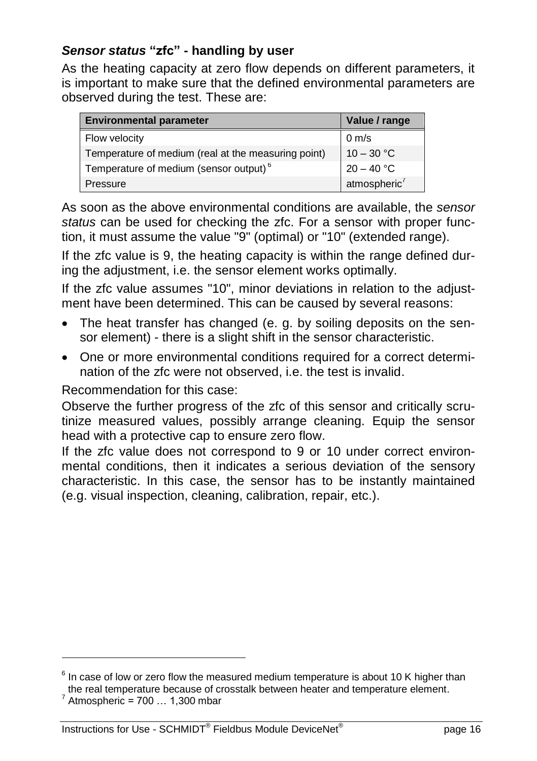### *Sensor status* "zfc" - handling by user

As the heating capacity at zero flow depends on different parameters, it is important to make sure that the defined environmental parameters are observed during the test. These are:

| Environmental parameter | Value / range |
|---|---|
| Flow velocity | 0 m/s |
| Temperature of medium (real at the measuring point) | 10 – 30 °C |
| Temperature of medium (sensor output) [6] | 20 – 40 °C |
| Pressure | atmospheric [7] |

As soon as the above environmental conditions are available, the *sensor status* can be used for checking the zfc. For a sensor with proper function, it must assume the value "9" (optimal) or "10" (extended range).

If the zfc value is 9, the heating capacity is within the range defined during the adjustment, i.e. the sensor element works optimally.

If the zfc value assumes "10", minor deviations in relation to the adjustment have been determined. This can be caused by several reasons:

- The heat transfer has changed (e. g. by soiling deposits on the sensor element) - there is a slight shift in the sensor characteristic.
- One or more environmental conditions required for a correct determination of the zfc were not observed, i.e. the test is invalid.

Recommendation for this case:

Observe the further progress of the zfc of this sensor and critically scrutinize measured values, possibly arrange cleaning. Equip the sensor head with a protective cap to ensure zero flow.

If the zfc value does not correspond to 9 or 10 under correct environmental conditions, then it indicates a serious deviation of the sensory characteristic. In this case, the sensor has to be instantly maintained (e.g. visual inspection, cleaning, calibration, repair, etc.).

---

[6] In case of low or zero flow the measured medium temperature is about 10 K higher than the real temperature because of crosstalk between heater and temperature element.

[7] Atmospheric = 700 … 1,300 mbar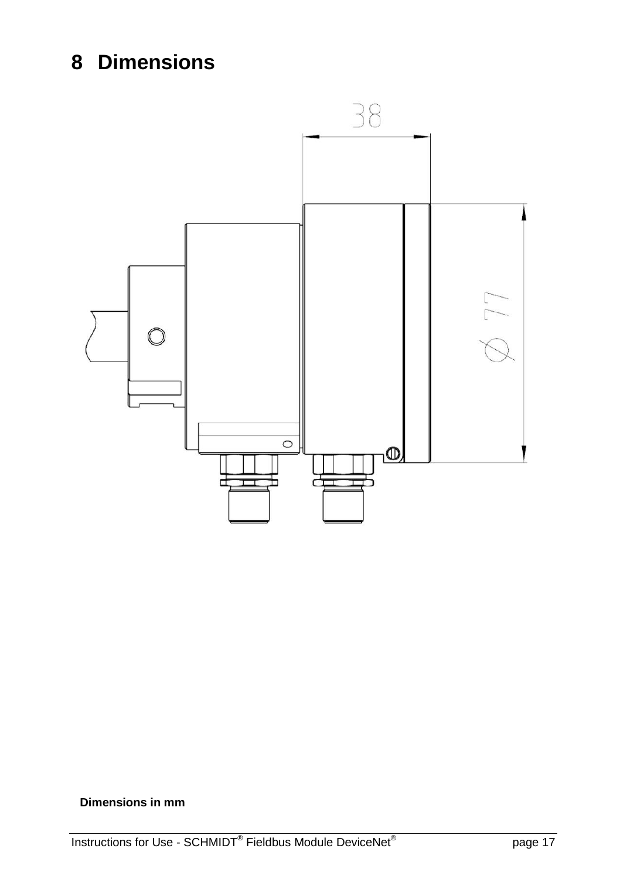# 8 Dimensions

Dimensions in mm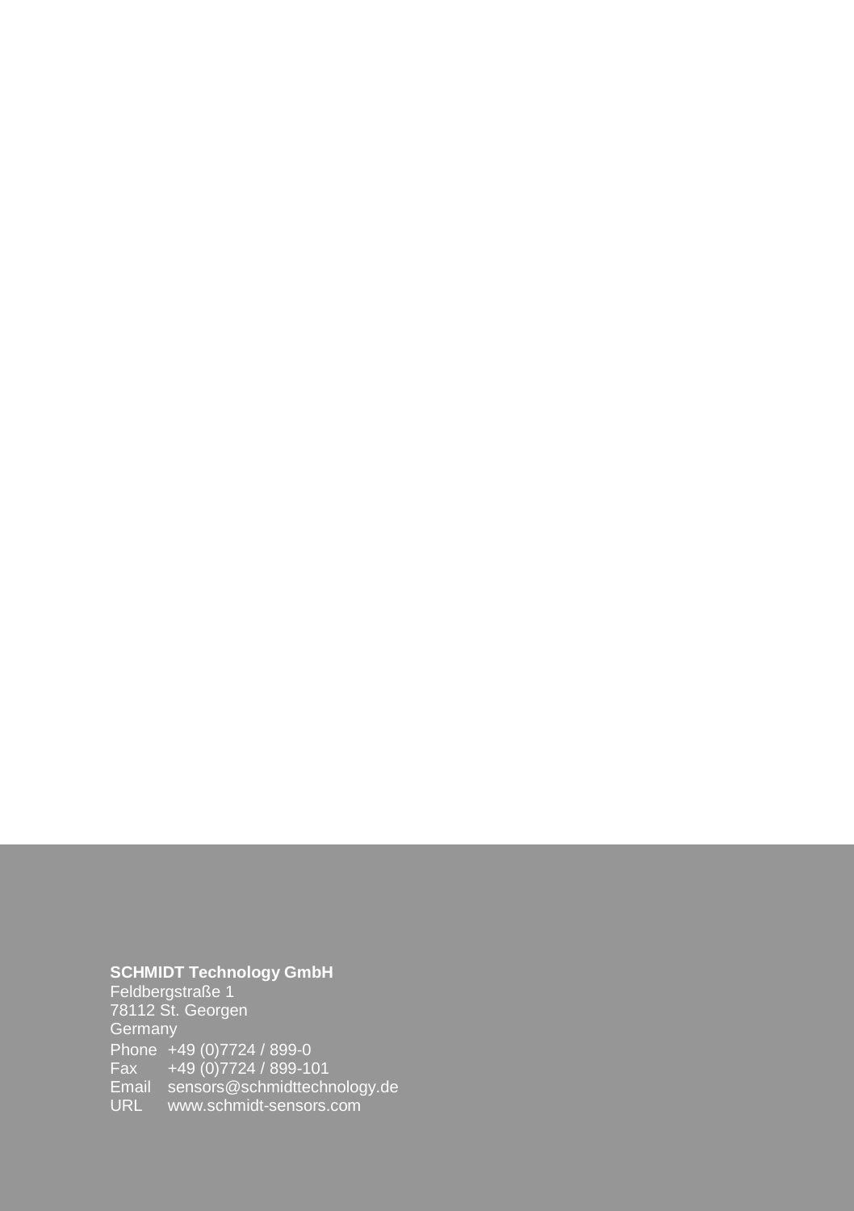**SCHMIDT Technology GmbH**
Feldbergstraße 1
78112 St. Georgen
Germany

Phone +49 (0)7724 / 899-0
Fax +49 (0)7724 / 899-101
Email sensors@schmidttechnology.de
URL www.schmidt-sensors.com